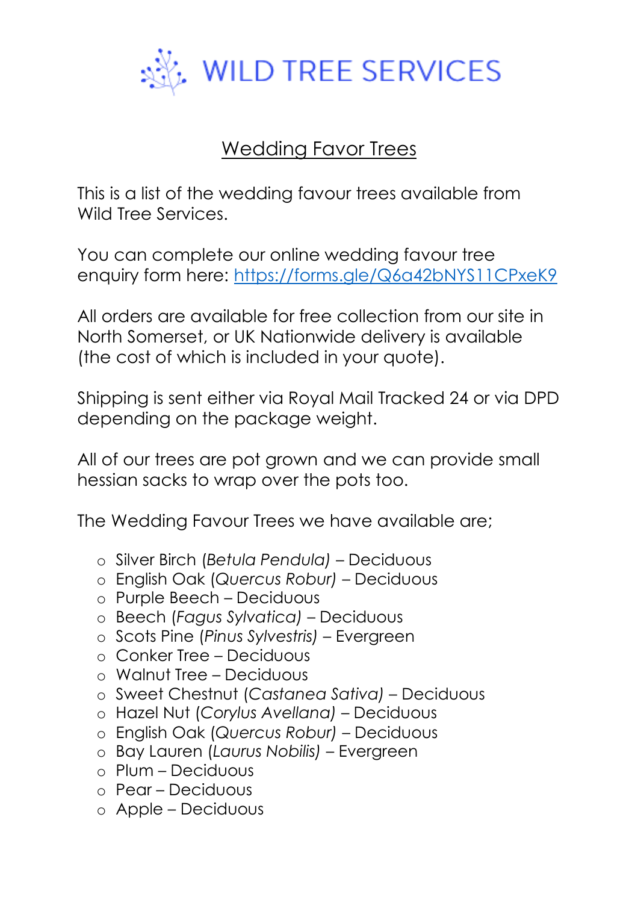# WILD TREE SERVICES

## Wedding Favor Trees

This is a list of the wedding favour trees available from Wild Tree Services.

You can complete our online wedding favour tree enquiry form here: [https://forms.gle/Q6a42bNYS11CPxeK9](https://forms.gle/Q6a42bNYS11CPxeK9)

All orders are available for free collection from our site in North Somerset, or UK Nationwide delivery is available (the cost of which is included in your quote).

Shipping is sent either via Royal Mail Tracked 24 or via DPD depending on the package weight.

All of our trees are pot grown and we can provide small hessian sacks to wrap over the pots too.

The Wedding Favour Trees we have available are;

- Silver Birch (*Betula Pendula)* – Deciduous
- English Oak (*Quercus Robur)* – Deciduous
- Purple Beech – Deciduous
- Beech (*Fagus Sylvatica)* – Deciduous
- Scots Pine (*Pinus Sylvestris)* – Evergreen
- Conker Tree – Deciduous
- Walnut Tree – Deciduous
- Sweet Chestnut (*Castanea Sativa)* – Deciduous
- Hazel Nut (*Corylus Avellana)* – Deciduous
- English Oak (*Quercus Robur)* – Deciduous
- Bay Lauren (*Laurus Nobilis)* – Evergreen
- Plum – Deciduous
- Pear – Deciduous
- Apple – Deciduous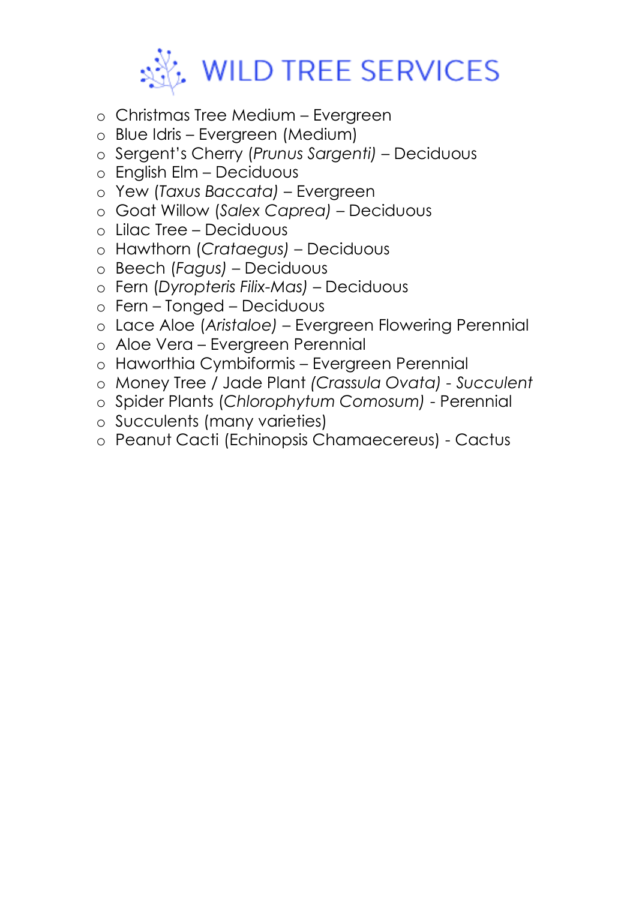# WILD TREE SERVICES

- Christmas Tree Medium – Evergreen
- Blue Idris – Evergreen (Medium)
- Sergent's Cherry (*Prunus Sargenti)* – Deciduous
- English Elm – Deciduous
- Yew (*Taxus Baccata)* – Evergreen
- Goat Willow (*Salex Caprea)* – Deciduous
- Lilac Tree – Deciduous
- Hawthorn (*Crataegus)* – Deciduous
- Beech (*Fagus)* – Deciduous
- Fern (*Dyropteris Filix-Mas)* – Deciduous
- Fern – Tonged – Deciduous
- Lace Aloe (*Aristaloe)* – Evergreen Flowering Perennial
- Aloe Vera – Evergreen Perennial
- Haworthia Cymbiformis – Evergreen Perennial
- Money Tree / Jade Plant *(Crassula Ovata) - Succulent*
- Spider Plants (*Chlorophytum Comosum)* - Perennial
- Succulents (many varieties)
- Peanut Cacti (Echinopsis Chamaecereus) - Cactus